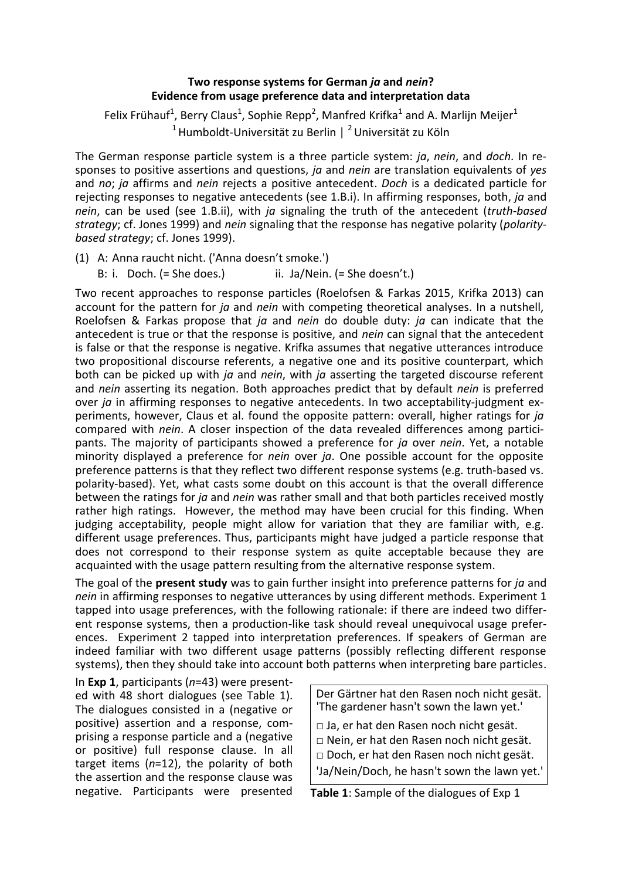**Two response systems for German *ja* and *nein*?**
**Evidence from usage preference data and interpretation data**

Felix Frühauf[1], Berry Claus[1], Sophie Repp[2], Manfred Krifka[1] and A. Marlijn Meijer[1]

[1] Humboldt-Universität zu Berlin | [2] Universität zu Köln

The German response particle system is a three particle system: *ja*, *nein*, and *doch*. In responses to positive assertions and questions, *ja* and *nein* are translation equivalents of *yes* and *no*; *ja* affirms and *nein* rejects a positive antecedent. *Doch* is a dedicated particle for rejecting responses to negative antecedents (see 1.B.i). In affirming responses, both, *ja* and *nein*, can be used (see 1.B.ii), with *ja* signaling the truth of the antecedent (*truth-based strategy*; cf. Jones 1999) and *nein* signaling that the response has negative polarity (*polarity-based strategy*; cf. Jones 1999).

(1) A: Anna raucht nicht. ('Anna doesn't smoke.')
    B: i. Doch. (= She does.)    ii. Ja/Nein. (= She doesn't.)

Two recent approaches to response particles (Roelofsen & Farkas 2015, Krifka 2013) can account for the pattern for *ja* and *nein* with competing theoretical analyses. In a nutshell, Roelofsen & Farkas propose that *ja* and *nein* do double duty: *ja* can indicate that the antecedent is true or that the response is positive, and *nein* can signal that the antecedent is false or that the response is negative. Krifka assumes that negative utterances introduce two propositional discourse referents, a negative one and its positive counterpart, which both can be picked up with *ja* and *nein*, with *ja* asserting the targeted discourse referent and *nein* asserting its negation. Both approaches predict that by default *nein* is preferred over *ja* in affirming responses to negative antecedents. In two acceptability-judgment experiments, however, Claus et al. found the opposite pattern: overall, higher ratings for *ja* compared with *nein*. A closer inspection of the data revealed differences among participants. The majority of participants showed a preference for *ja* over *nein*. Yet, a notable minority displayed a preference for *nein* over *ja*. One possible account for the opposite preference patterns is that they reflect two different response systems (e.g. truth-based vs. polarity-based). Yet, what casts some doubt on this account is that the overall difference between the ratings for *ja* and *nein* was rather small and that both particles received mostly rather high ratings. However, the method may have been crucial for this finding. When judging acceptability, people might allow for variation that they are familiar with, e.g. different usage preferences. Thus, participants might have judged a particle response that does not correspond to their response system as quite acceptable because they are acquainted with the usage pattern resulting from the alternative response system.

The goal of the **present study** was to gain further insight into preference patterns for *ja* and *nein* in affirming responses to negative utterances by using different methods. Experiment 1 tapped into usage preferences, with the following rationale: if there are indeed two different response systems, then a production-like task should reveal unequivocal usage preferences. Experiment 2 tapped into interpretation preferences. If speakers of German are indeed familiar with two different usage patterns (possibly reflecting different response systems), then they should take into account both patterns when interpreting bare particles.

In **Exp 1**, participants ($n$=43) were presented with 48 short dialogues (see Table 1). The dialogues consisted in a (negative or positive) assertion and a response, comprising a response particle and a (negative or positive) full response clause. In all target items ($n$=12), the polarity of both the assertion and the response clause was negative. Participants were presented

| Der Gärtner hat den Rasen noch nicht gesät. 'The gardener hasn't sown the lawn yet.' |
|---|
| □ Ja, er hat den Rasen noch nicht gesät. |
| □ Nein, er hat den Rasen noch nicht gesät. |
| □ Doch, er hat den Rasen noch nicht gesät. |
| 'Ja/Nein/Doch, he hasn't sown the lawn yet.' |

**Table 1**: Sample of the dialogues of Exp 1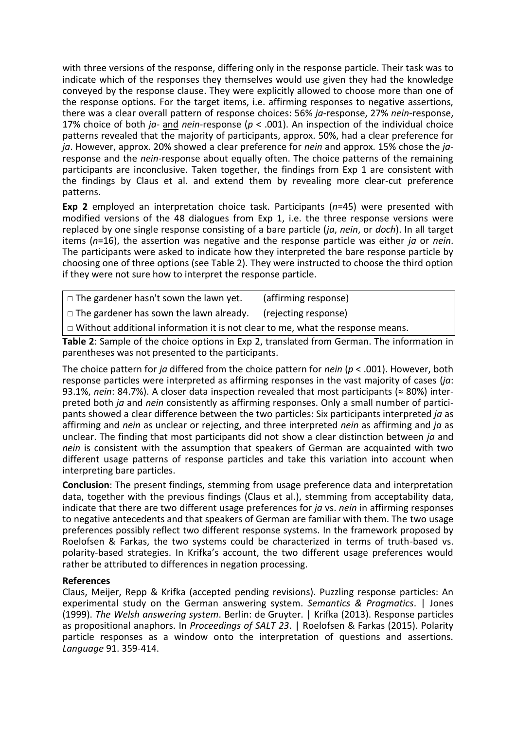with three versions of the response, differing only in the response particle. Their task was to indicate which of the responses they themselves would use given they had the knowledge conveyed by the response clause. They were explicitly allowed to choose more than one of the response options. For the target items, i.e. affirming responses to negative assertions, there was a clear overall pattern of response choices: 56% *ja*-response, 27% *nein*-response, 17% choice of both *ja*- and *nein*-response ($p < .001$). An inspection of the individual choice patterns revealed that the majority of participants, approx. 50%, had a clear preference for *ja*. However, approx. 20% showed a clear preference for *nein* and approx. 15% chose the *ja*-response and the *nein*-response about equally often. The choice patterns of the remaining participants are inconclusive. Taken together, the findings from Exp 1 are consistent with the findings by Claus et al. and extend them by revealing more clear-cut preference patterns.

**Exp 2** employed an interpretation choice task. Participants ($n$=45) were presented with modified versions of the 48 dialogues from Exp 1, i.e. the three response versions were replaced by one single response consisting of a bare particle (*ja*, *nein*, or *doch*). In all target items ($n$=16), the assertion was negative and the response particle was either *ja* or *nein*. The participants were asked to indicate how they interpreted the bare response particle by choosing one of three options (see Table 2). They were instructed to choose the third option if they were not sure how to interpret the response particle.

| | |
|---|---|
| □ The gardener hasn't sown the lawn yet. | (affirming response) |
| □ The gardener has sown the lawn already. | (rejecting response) |
| □ Without additional information it is not clear to me, what the response means. | |

**Table 2**: Sample of the choice options in Exp 2, translated from German. The information in parentheses was not presented to the participants.

The choice pattern for *ja* differed from the choice pattern for *nein* ($p < .001$). However, both response particles were interpreted as affirming responses in the vast majority of cases (*ja*: 93.1%, *nein*: 84.7%). A closer data inspection revealed that most participants (≈ 80%) interpreted both *ja* and *nein* consistently as affirming responses. Only a small number of participants showed a clear difference between the two particles: Six participants interpreted *ja* as affirming and *nein* as unclear or rejecting, and three interpreted *nein* as affirming and *ja* as unclear. The finding that most participants did not show a clear distinction between *ja* and *nein* is consistent with the assumption that speakers of German are acquainted with two different usage patterns of response particles and take this variation into account when interpreting bare particles.

**Conclusion**: The present findings, stemming from usage preference data and interpretation data, together with the previous findings (Claus et al.), stemming from acceptability data, indicate that there are two different usage preferences for *ja* vs. *nein* in affirming responses to negative antecedents and that speakers of German are familiar with them. The two usage preferences possibly reflect two different response systems. In the framework proposed by Roelofsen & Farkas, the two systems could be characterized in terms of truth-based vs. polarity-based strategies. In Krifka's account, the two different usage preferences would rather be attributed to differences in negation processing.

**References**

Claus, Meijer, Repp & Krifka (accepted pending revisions). Puzzling response particles: An experimental study on the German answering system. *Semantics & Pragmatics*. | Jones (1999). *The Welsh answering system*. Berlin: de Gruyter. | Krifka (2013). Response particles as propositional anaphors. In *Proceedings of SALT 23*. | Roelofsen & Farkas (2015). Polarity particle responses as a window onto the interpretation of questions and assertions. *Language* 91. 359-414.